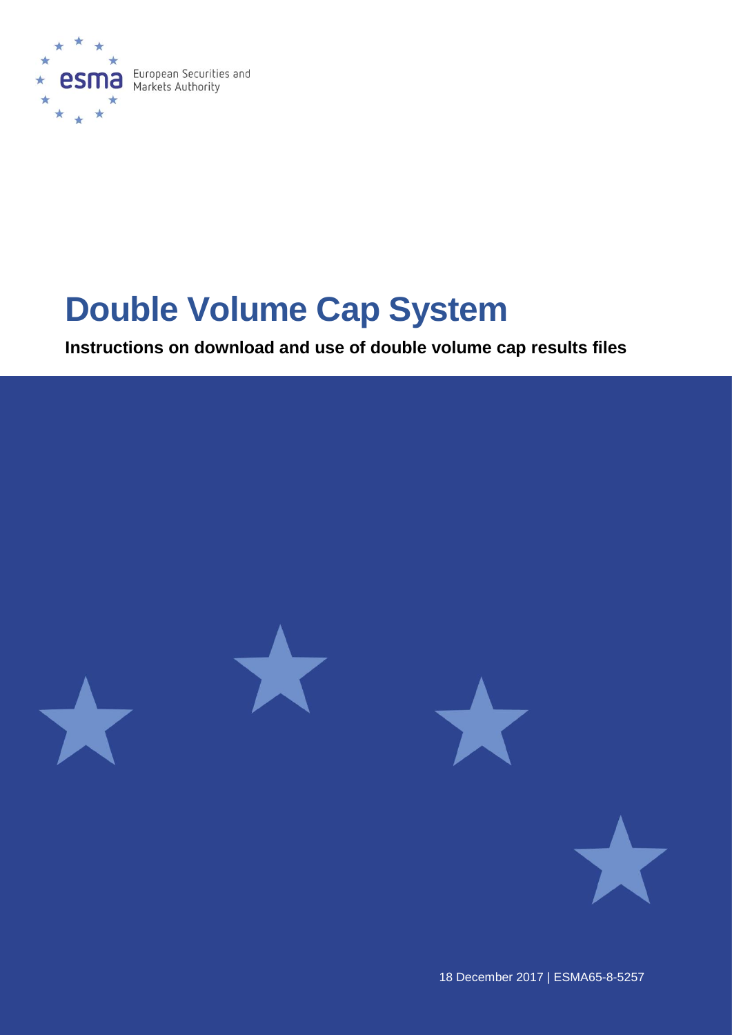European Securities and Markets Authority

# Double Volume Cap System

**Instructions on download and use of double volume cap results files**

18 December 2017 | ESMA65-8-5257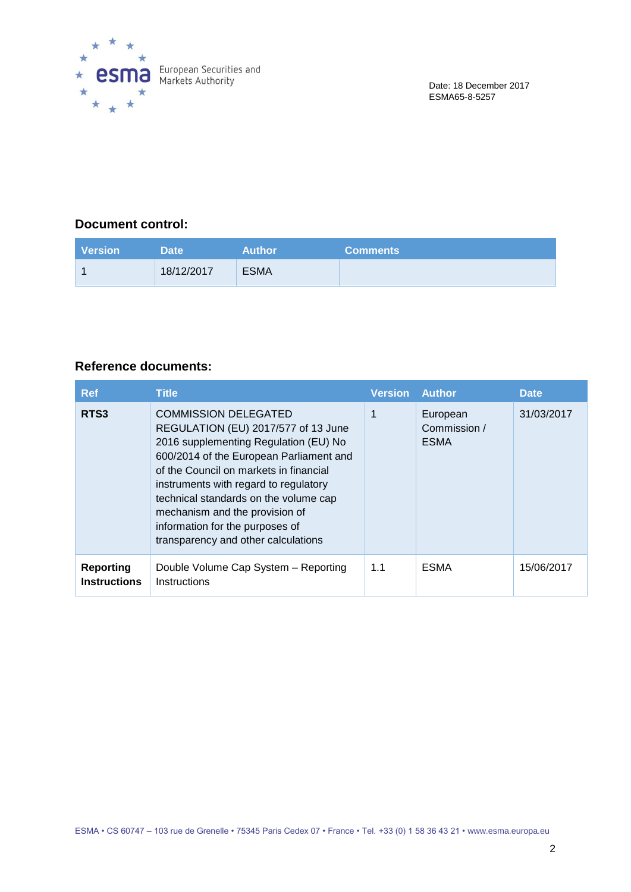European Securities and Markets Authority

Date: 18 December 2017
ESMA65-8-5257

## Document control:

| Version | Date | Author | Comments |
|---|---|---|---|
| 1 | 18/12/2017 | ESMA | |

## Reference documents:

| Ref | Title | Version | Author | Date |
|---|---|---|---|---|
| **RTS3** | COMMISSION DELEGATED REGULATION (EU) 2017/577 of 13 June 2016 supplementing Regulation (EU) No 600/2014 of the European Parliament and of the Council on markets in financial instruments with regard to regulatory technical standards on the volume cap mechanism and the provision of information for the purposes of transparency and other calculations | 1 | European Commission / ESMA | 31/03/2017 |
| **Reporting Instructions** | Double Volume Cap System – Reporting Instructions | 1.1 | ESMA | 15/06/2017 |

ESMA • CS 60747 – 103 rue de Grenelle • 75345 Paris Cedex 07 • France • Tel. +33 (0) 1 58 36 43 21 • www.esma.europa.eu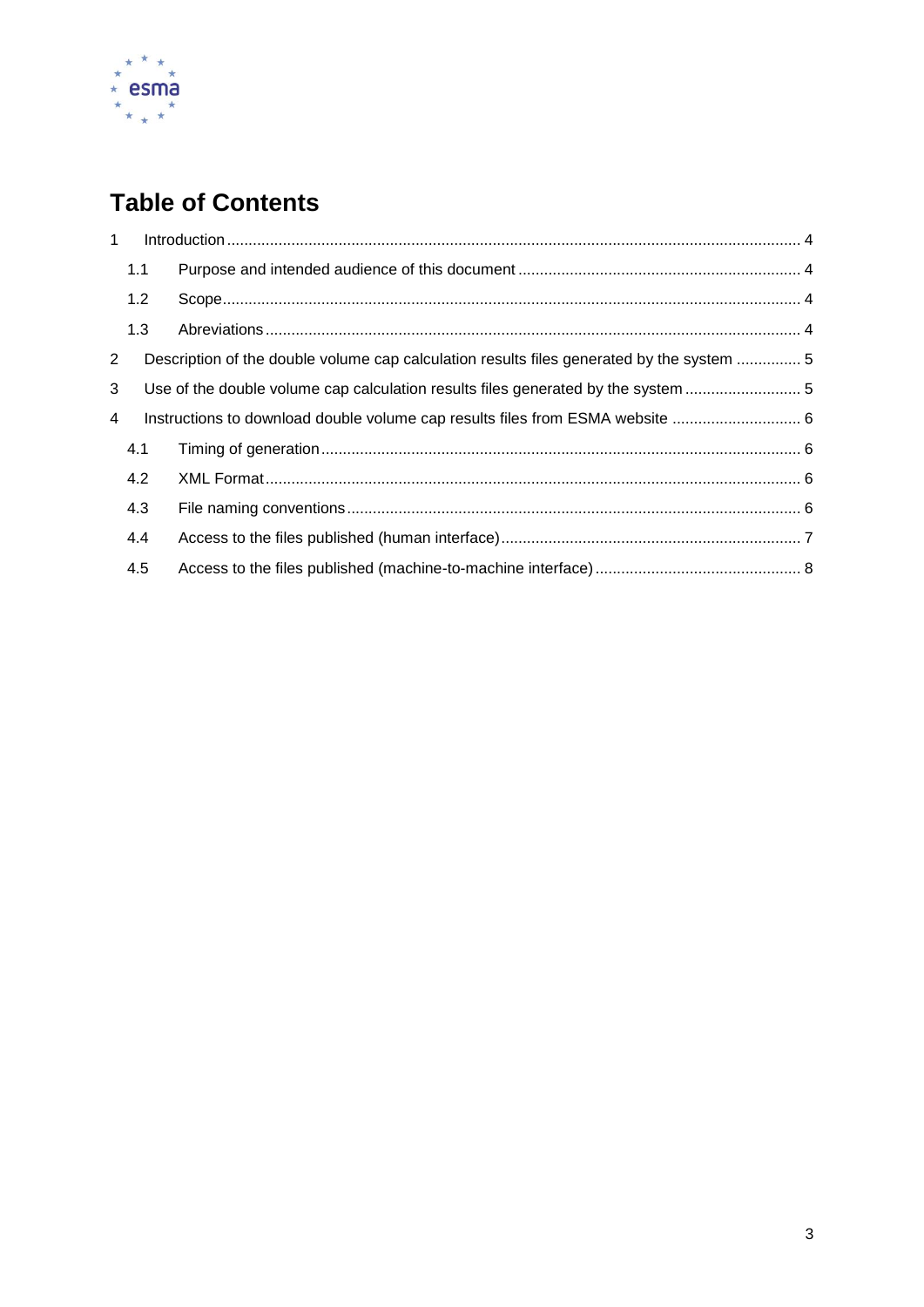# Table of Contents

1 Introduction ... 4

 1.1 Purpose and intended audience of this document ... 4

 1.2 Scope ... 4

 1.3 Abreviations ... 4

2 Description of the double volume cap calculation results files generated by the system ... 5

3 Use of the double volume cap calculation results files generated by the system ... 5

4 Instructions to download double volume cap results files from ESMA website ... 6

 4.1 Timing of generation ... 6

 4.2 XML Format ... 6

 4.3 File naming conventions ... 6

 4.4 Access to the files published (human interface) ... 7

 4.5 Access to the files published (machine-to-machine interface) ... 8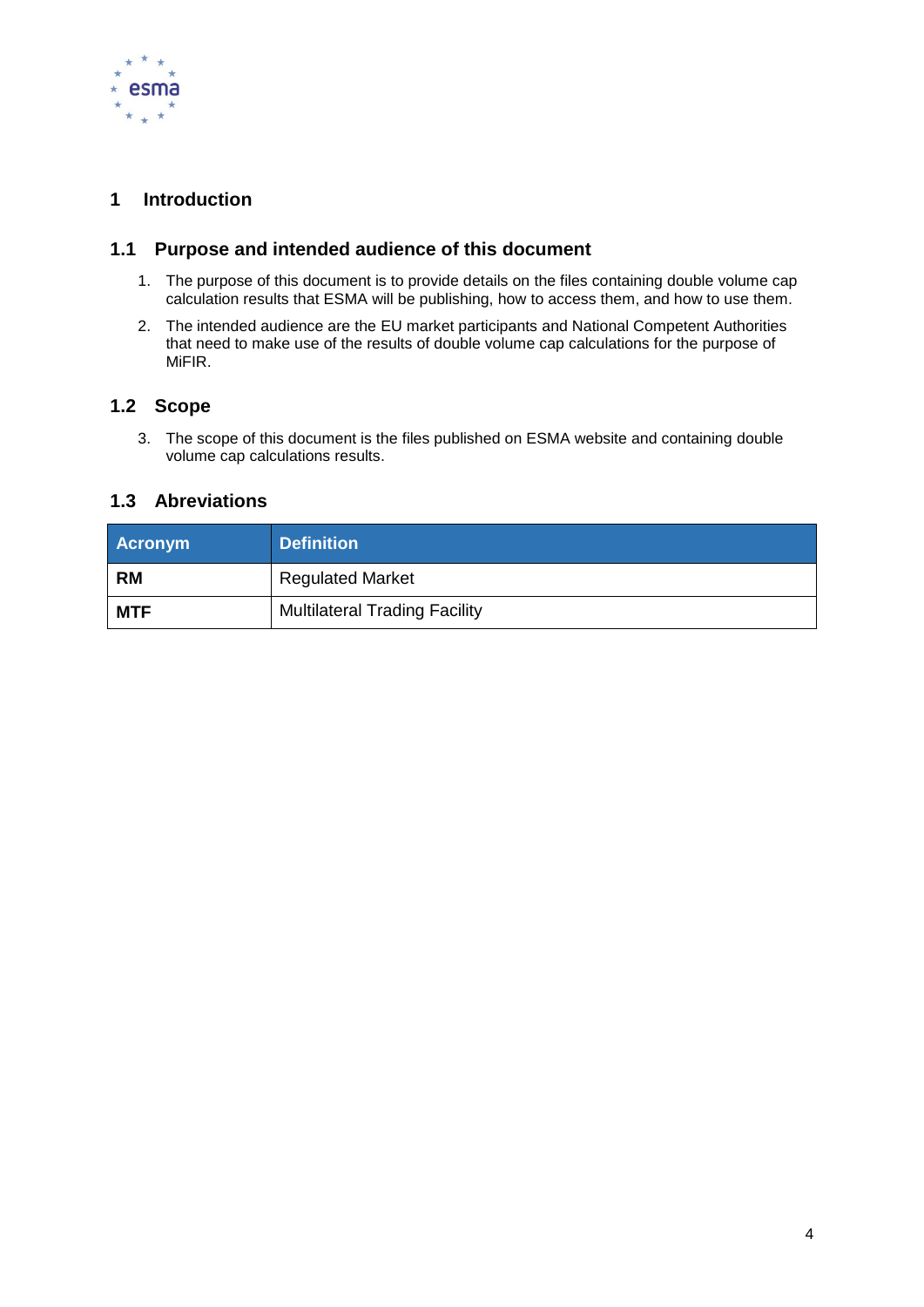# 1 Introduction

## 1.1 Purpose and intended audience of this document

1. The purpose of this document is to provide details on the files containing double volume cap calculation results that ESMA will be publishing, how to access them, and how to use them.
2. The intended audience are the EU market participants and National Competent Authorities that need to make use of the results of double volume cap calculations for the purpose of MiFIR.

## 1.2 Scope

3. The scope of this document is the files published on ESMA website and containing double volume cap calculations results.

## 1.3 Abreviations

| Acronym | Definition |
|---|---|
| **RM** | Regulated Market |
| **MTF** | Multilateral Trading Facility |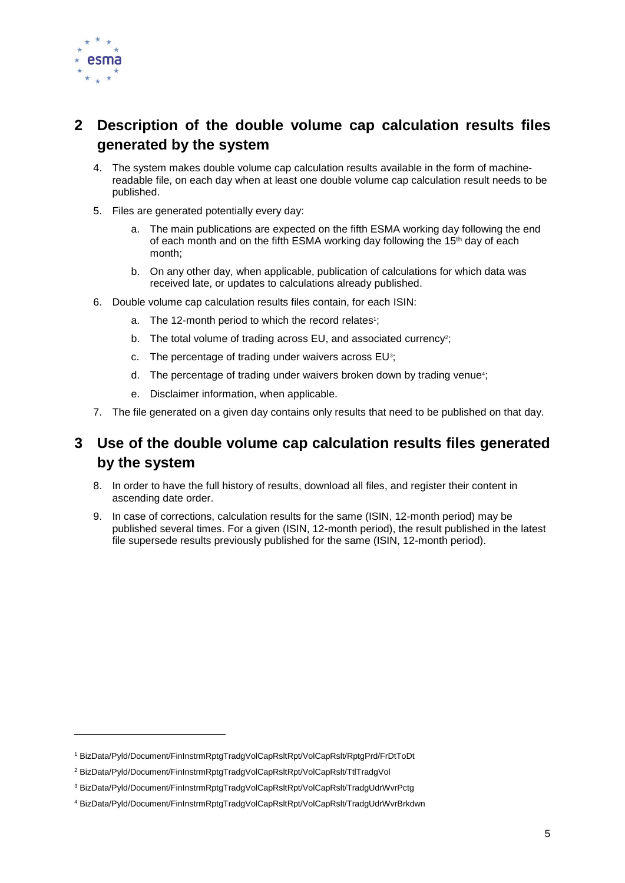## 2 Description of the double volume cap calculation results files generated by the system

4. The system makes double volume cap calculation results available in the form of machine-readable file, on each day when at least one double volume cap calculation result needs to be published.

5. Files are generated potentially every day:

   a. The main publications are expected on the fifth ESMA working day following the end of each month and on the fifth ESMA working day following the 15th day of each month;

   b. On any other day, when applicable, publication of calculations for which data was received late, or updates to calculations already published.

6. Double volume cap calculation results files contain, for each ISIN:

   a. The 12-month period to which the record relates[1];

   b. The total volume of trading across EU, and associated currency[2];

   c. The percentage of trading under waivers across EU[3];

   d. The percentage of trading under waivers broken down by trading venue[4];

   e. Disclaimer information, when applicable.

7. The file generated on a given day contains only results that need to be published on that day.

## 3 Use of the double volume cap calculation results files generated by the system

8. In order to have the full history of results, download all files, and register their content in ascending date order.

9. In case of corrections, calculation results for the same (ISIN, 12-month period) may be published several times. For a given (ISIN, 12-month period), the result published in the latest file supersede results previously published for the same (ISIN, 12-month period).

---

[1] BizData/Pyld/Document/FinInstrmRptgTradgVolCapRsltRpt/VolCapRslt/RptgPrd/FrDtToDt

[2] BizData/Pyld/Document/FinInstrmRptgTradgVolCapRsltRpt/VolCapRslt/TtlTradgVol

[3] BizData/Pyld/Document/FinInstrmRptgTradgVolCapRsltRpt/VolCapRslt/TradgUdrWvrPctg

[4] BizData/Pyld/Document/FinInstrmRptgTradgVolCapRsltRpt/VolCapRslt/TradgUdrWvrBrkdwn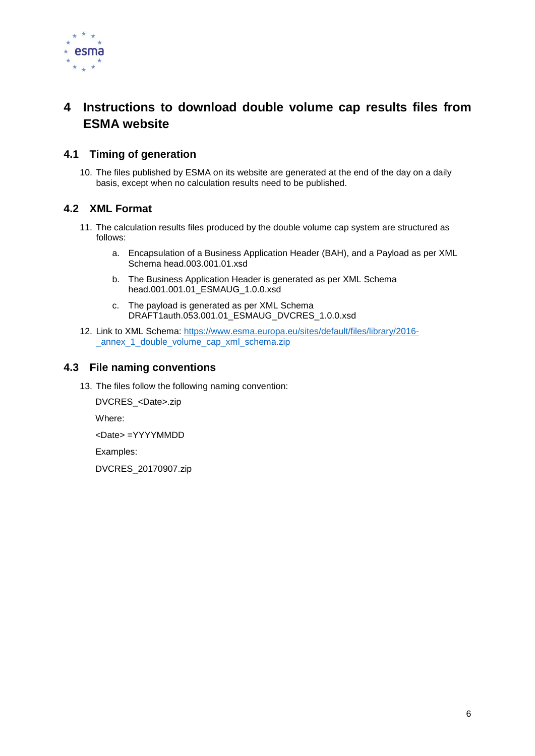# 4 Instructions to download double volume cap results files from ESMA website

## 4.1 Timing of generation

10. The files published by ESMA on its website are generated at the end of the day on a daily basis, except when no calculation results need to be published.

## 4.2 XML Format

11. The calculation results files produced by the double volume cap system are structured as follows:

    a. Encapsulation of a Business Application Header (BAH), and a Payload as per XML Schema head.003.001.01.xsd

    b. The Business Application Header is generated as per XML Schema head.001.001.01_ESMAUG_1.0.0.xsd

    c. The payload is generated as per XML Schema DRAFT1auth.053.001.01_ESMAUG_DVCRES_1.0.0.xsd

12. Link to XML Schema: [https://www.esma.europa.eu/sites/default/files/library/2016-_annex_1_double_volume_cap_xml_schema.zip](https://www.esma.europa.eu/sites/default/files/library/2016-_annex_1_double_volume_cap_xml_schema.zip)

## 4.3 File naming conventions

13. The files follow the following naming convention:

    DVCRES_<Date>.zip

    Where:

    <Date> =YYYYMMDD

    Examples:

    DVCRES_20170907.zip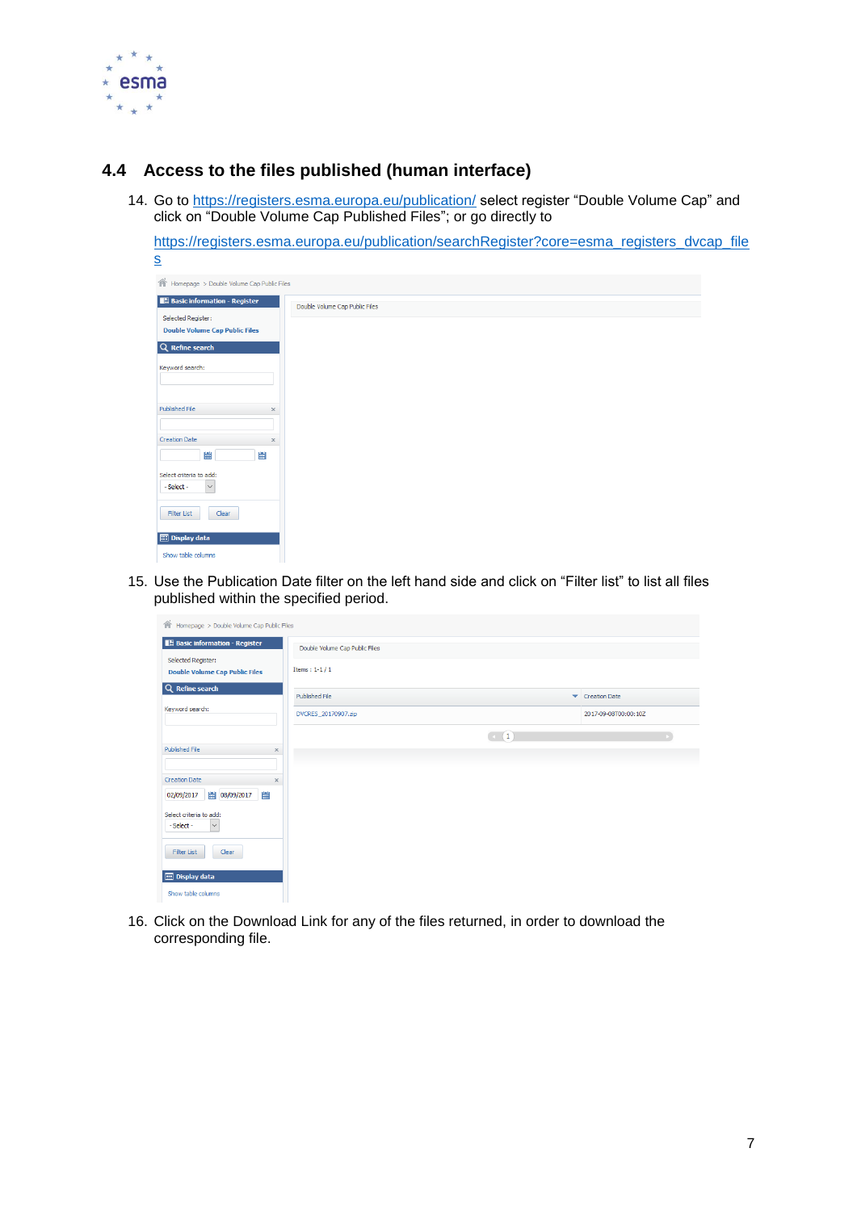## 4.4 Access to the files published (human interface)

14. Go to https://registers.esma.europa.eu/publication/ select register "Double Volume Cap" and click on "Double Volume Cap Published Files"; or go directly to

    https://registers.esma.europa.eu/publication/searchRegister?core=esma_registers_dvcap_files

15. Use the Publication Date filter on the left hand side and click on "Filter list" to list all files published within the specified period.

16. Click on the Download Link for any of the files returned, in order to download the corresponding file.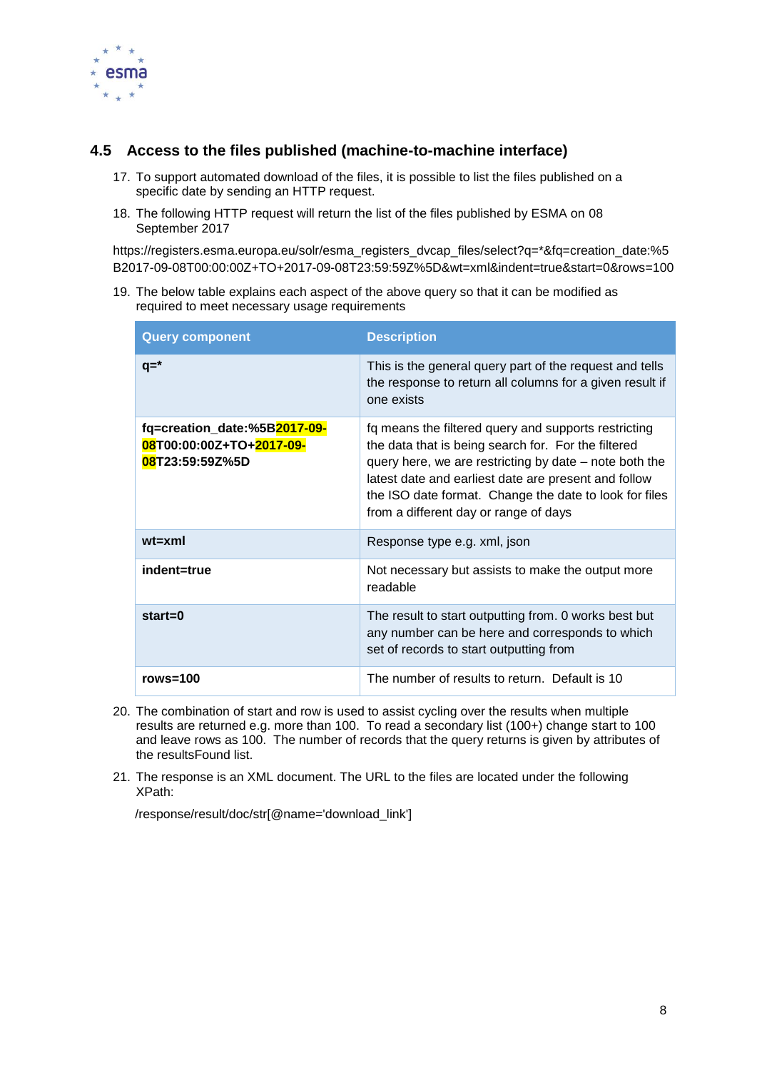## 4.5 Access to the files published (machine-to-machine interface)

17. To support automated download of the files, it is possible to list the files published on a specific date by sending an HTTP request.

18. The following HTTP request will return the list of the files published by ESMA on 08 September 2017

https://registers.esma.europa.eu/solr/esma_registers_dvcap_files/select?q=*&fq=creation_date:%5B2017-09-08T00:00:00Z+TO+2017-09-08T23:59:59Z%5D&wt=xml&indent=true&start=0&rows=100

19. The below table explains each aspect of the above query so that it can be modified as required to meet necessary usage requirements

| Query component | Description |
|---|---|
| **q=*** | This is the general query part of the request and tells the response to return all columns for a given result if one exists |
| **fq=creation_date:%5B2017-09-08T00:00:00Z+TO+2017-09-08T23:59:59Z%5D** | fq means the filtered query and supports restricting the data that is being search for. For the filtered query here, we are restricting by date – note both the latest date and earliest date are present and follow the ISO date format. Change the date to look for files from a different day or range of days |
| **wt=xml** | Response type e.g. xml, json |
| **indent=true** | Not necessary but assists to make the output more readable |
| **start=0** | The result to start outputting from. 0 works best but any number can be here and corresponds to which set of records to start outputting from |
| **rows=100** | The number of results to return. Default is 10 |

20. The combination of start and row is used to assist cycling over the results when multiple results are returned e.g. more than 100. To read a secondary list (100+) change start to 100 and leave rows as 100. The number of records that the query returns is given by attributes of the resultsFound list.

21. The response is an XML document. The URL to the files are located under the following XPath:

/response/result/doc/str[@name='download_link']